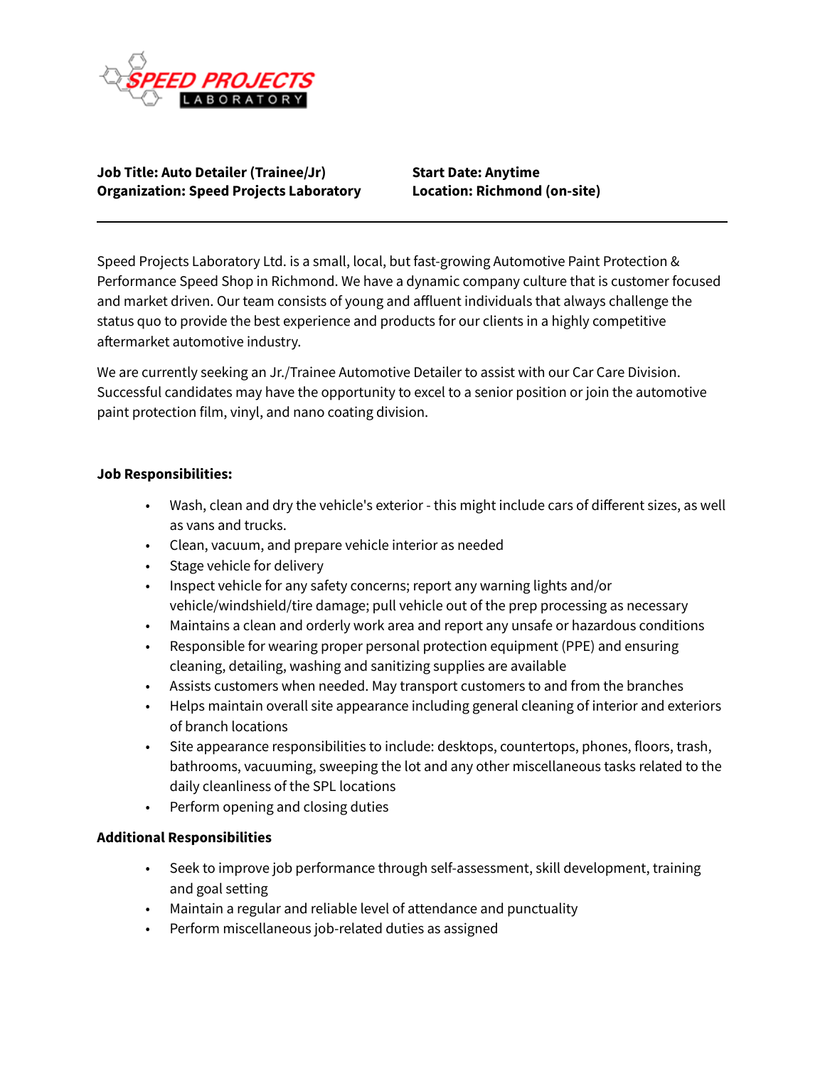**Job Title: Auto Detailer (Trainee/Jr)**
**Organization: Speed Projects Laboratory**

**Start Date: Anytime**
**Location: Richmond (on-site)**

---

Speed Projects Laboratory Ltd. is a small, local, but fast-growing Automotive Paint Protection & Performance Speed Shop in Richmond. We have a dynamic company culture that is customer focused and market driven. Our team consists of young and affluent individuals that always challenge the status quo to provide the best experience and products for our clients in a highly competitive aftermarket automotive industry.

We are currently seeking an Jr./Trainee Automotive Detailer to assist with our Car Care Division. Successful candidates may have the opportunity to excel to a senior position or join the automotive paint protection film, vinyl, and nano coating division.

**Job Responsibilities:**

- Wash, clean and dry the vehicle's exterior - this might include cars of different sizes, as well as vans and trucks.
- Clean, vacuum, and prepare vehicle interior as needed
- Stage vehicle for delivery
- Inspect vehicle for any safety concerns; report any warning lights and/or vehicle/windshield/tire damage; pull vehicle out of the prep processing as necessary
- Maintains a clean and orderly work area and report any unsafe or hazardous conditions
- Responsible for wearing proper personal protection equipment (PPE) and ensuring cleaning, detailing, washing and sanitizing supplies are available
- Assists customers when needed. May transport customers to and from the branches
- Helps maintain overall site appearance including general cleaning of interior and exteriors of branch locations
- Site appearance responsibilities to include: desktops, countertops, phones, floors, trash, bathrooms, vacuuming, sweeping the lot and any other miscellaneous tasks related to the daily cleanliness of the SPL locations
- Perform opening and closing duties

**Additional Responsibilities**

- Seek to improve job performance through self-assessment, skill development, training and goal setting
- Maintain a regular and reliable level of attendance and punctuality
- Perform miscellaneous job-related duties as assigned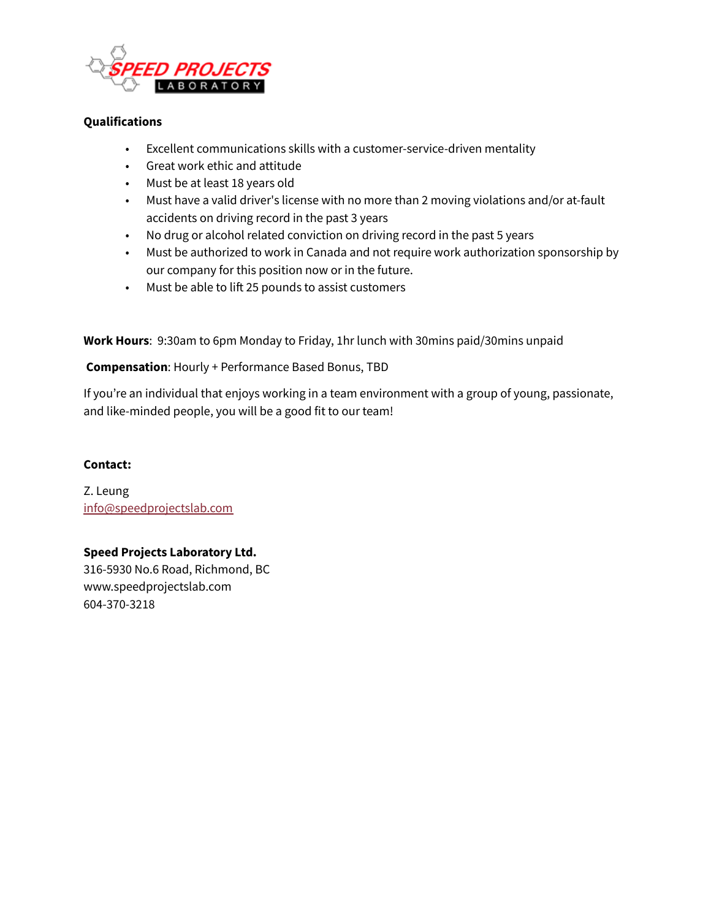**Qualifications**

- Excellent communications skills with a customer-service-driven mentality
- Great work ethic and attitude
- Must be at least 18 years old
- Must have a valid driver's license with no more than 2 moving violations and/or at-fault accidents on driving record in the past 3 years
- No drug or alcohol related conviction on driving record in the past 5 years
- Must be authorized to work in Canada and not require work authorization sponsorship by our company for this position now or in the future.
- Must be able to lift 25 pounds to assist customers

**Work Hours**: 9:30am to 6pm Monday to Friday, 1hr lunch with 30mins paid/30mins unpaid

**Compensation**: Hourly + Performance Based Bonus, TBD

If you're an individual that enjoys working in a team environment with a group of young, passionate, and like-minded people, you will be a good fit to our team!

**Contact:**

Z. Leung
info@speedprojectslab.com

**Speed Projects Laboratory Ltd.**
316-5930 No.6 Road, Richmond, BC
www.speedprojectslab.com
604-370-3218